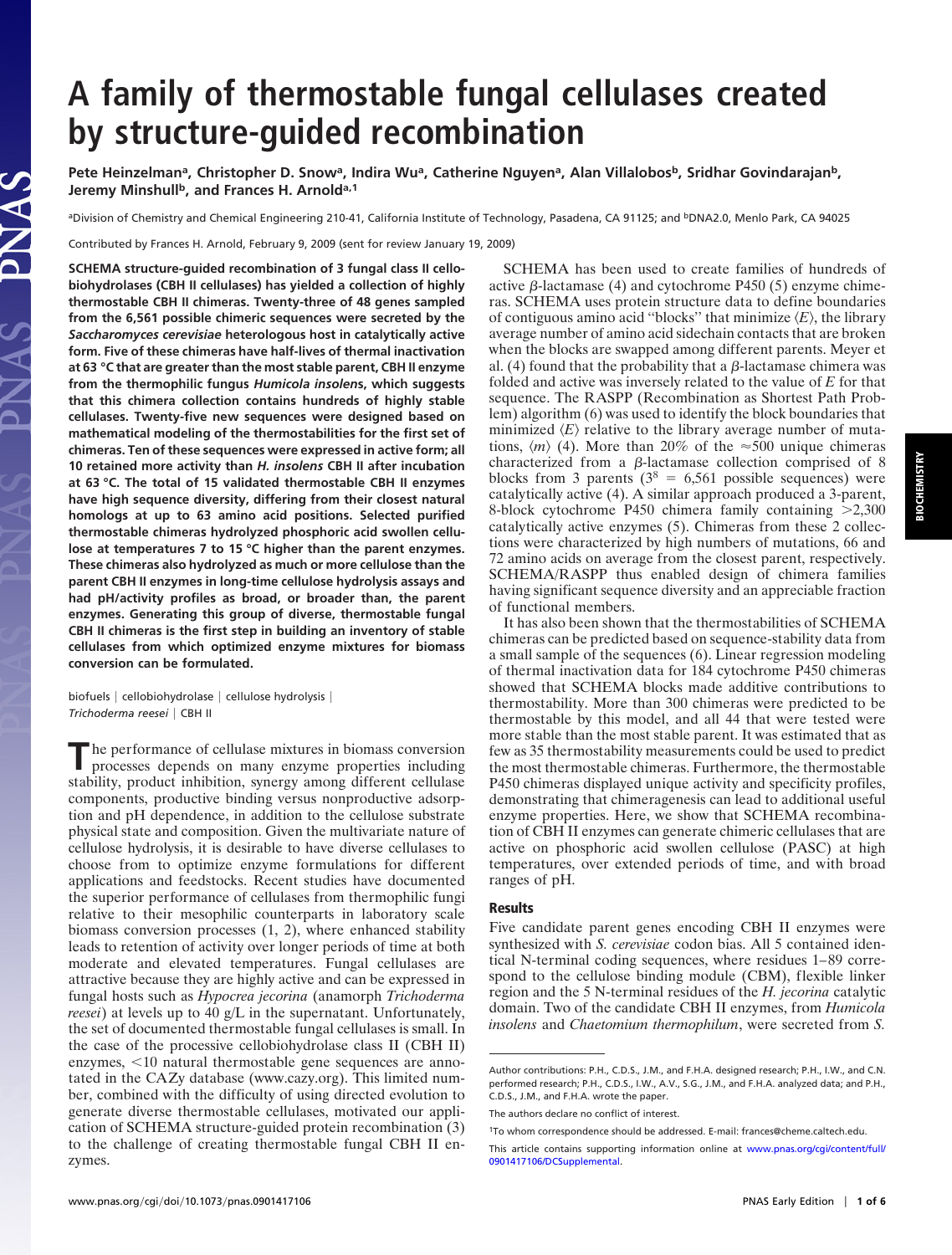# A family of thermostable fungal cellulases created by structure-guided recombination

Pete Heinzelman[a], Christopher D. Snow[a], Indira Wu[a], Catherine Nguyen[a], Alan Villalobos[b], Sridhar Govindarajan[b], Jeremy Minshull[b], and Frances H. Arnold[a,1]

[a]Division of Chemistry and Chemical Engineering 210-41, California Institute of Technology, Pasadena, CA 91125; and [b]DNA2.0, Menlo Park, CA 94025

Contributed by Frances H. Arnold, February 9, 2009 (sent for review January 19, 2009)

**SCHEMA structure-guided recombination of 3 fungal class II cellobiohydrolases (CBH II cellulases) has yielded a collection of highly thermostable CBH II chimeras. Twenty-three of 48 genes sampled from the 6,561 possible chimeric sequences were secreted by the *Saccharomyces cerevisiae* heterologous host in catalytically active form. Five of these chimeras have half-lives of thermal inactivation at 63 °C that are greater than the most stable parent, CBH II enzyme from the thermophilic fungus *Humicola insolens*, which suggests that this chimera collection contains hundreds of highly stable cellulases. Twenty-five new sequences were designed based on mathematical modeling of the thermostabilities for the first set of chimeras. Ten of these sequences were expressed in active form; all 10 retained more activity than *H. insolens* CBH II after incubation at 63 °C. The total of 15 validated thermostable CBH II enzymes have high sequence diversity, differing from their closest natural homologs at up to 63 amino acid positions. Selected purified thermostable chimeras hydrolyzed phosphoric acid swollen cellulose at temperatures 7 to 15 °C higher than the parent enzymes. These chimeras also hydrolyzed as much or more cellulose than the parent CBH II enzymes in long-time cellulose hydrolysis assays and had pH/activity profiles as broad, or broader than, the parent enzymes. Generating this group of diverse, thermostable fungal CBH II chimeras is the first step in building an inventory of stable cellulases from which optimized enzyme mixtures for biomass conversion can be formulated.**

biofuels | cellobiohydrolase | cellulose hydrolysis | *Trichoderma reesei* | CBH II

The performance of cellulase mixtures in biomass conversion processes depends on many enzyme properties including stability, product inhibition, synergy among different cellulase components, productive binding versus nonproductive adsorption and pH dependence, in addition to the cellulose substrate physical state and composition. Given the multivariate nature of cellulose hydrolysis, it is desirable to have diverse cellulases to choose from to optimize enzyme formulations for different applications and feedstocks. Recent studies have documented the superior performance of cellulases from thermophilic fungi relative to their mesophilic counterparts in laboratory scale biomass conversion processes (1, 2), where enhanced stability leads to retention of activity over longer periods of time at both moderate and elevated temperatures. Fungal cellulases are attractive because they are highly active and can be expressed in fungal hosts such as *Hypocrea jecorina* (anamorph *Trichoderma reesei*) at levels up to 40 g/L in the supernatant. Unfortunately, the set of documented thermostable fungal cellulases is small. In the case of the processive cellobiohydrolase class II (CBH II) enzymes, <10 natural thermostable gene sequences are annotated in the CAZy database (www.cazy.org). This limited number, combined with the difficulty of using directed evolution to generate diverse thermostable cellulases, motivated our application of SCHEMA structure-guided protein recombination (3) to the challenge of creating thermostable fungal CBH II enzymes.

SCHEMA has been used to create families of hundreds of active β-lactamase (4) and cytochrome P450 (5) enzyme chimeras. SCHEMA uses protein structure data to define boundaries of contiguous amino acid "blocks" that minimize $\langle E \rangle$, the library average number of amino acid sidechain contacts that are broken when the blocks are swapped among different parents. Meyer et al. (4) found that the probability that a β-lactamase chimera was folded and active was inversely related to the value of $E$ for that sequence. The RASPP (Recombination as Shortest Path Problem) algorithm (6) was used to identify the block boundaries that minimized $\langle E \rangle$ relative to the library average number of mutations, $\langle m \rangle$ (4). More than 20% of the ≈500 unique chimeras characterized from a β-lactamase collection comprised of 8 blocks from 3 parents ($3^8$ = 6,561 possible sequences) were catalytically active (4). A similar approach produced a 3-parent, 8-block cytochrome P450 chimera family containing >2,300 catalytically active enzymes (5). Chimeras from these 2 collections were characterized by high numbers of mutations, 66 and 72 amino acids on average from the closest parent, respectively. SCHEMA/RASPP thus enabled design of chimera families having significant sequence diversity and an appreciable fraction of functional members.

It has also been shown that the thermostabilities of SCHEMA chimeras can be predicted based on sequence-stability data from a small sample of the sequences (6). Linear regression modeling of thermal inactivation data for 184 cytochrome P450 chimeras showed that SCHEMA blocks made additive contributions to thermostability. More than 300 chimeras were predicted to be thermostable by this model, and all 44 that were tested were more stable than the most stable parent. It was estimated that as few as 35 thermostability measurements could be used to predict the most thermostable chimeras. Furthermore, the thermostable P450 chimeras displayed unique activity and specificity profiles, demonstrating that chimeragenesis can lead to additional useful enzyme properties. Here, we show that SCHEMA recombination of CBH II enzymes can generate chimeric cellulases that are active on phosphoric acid swollen cellulose (PASC) at high temperatures, over extended periods of time, and with broad ranges of pH.

## Results

Five candidate parent genes encoding CBH II enzymes were synthesized with *S. cerevisiae* codon bias. All 5 contained identical N-terminal coding sequences, where residues 1–89 correspond to the cellulose binding module (CBM), flexible linker region and the 5 N-terminal residues of the *H. jecorina* catalytic domain. Two of the candidate CBH II enzymes, from *Humicola insolens* and *Chaetomium thermophilum*, were secreted from *S.*

---

Author contributions: P.H., C.D.S., J.M., and F.H.A. designed research; P.H., I.W., and C.N. performed research; P.H., C.D.S., I.W., A.V., S.G., J.M., and F.H.A. analyzed data; and P.H., C.D.S., J.M., and F.H.A. wrote the paper.

The authors declare no conflict of interest.

[1]To whom correspondence should be addressed. E-mail: frances@cheme.caltech.edu.

This article contains supporting information online at www.pnas.org/cgi/content/full/0901417106/DCSupplemental.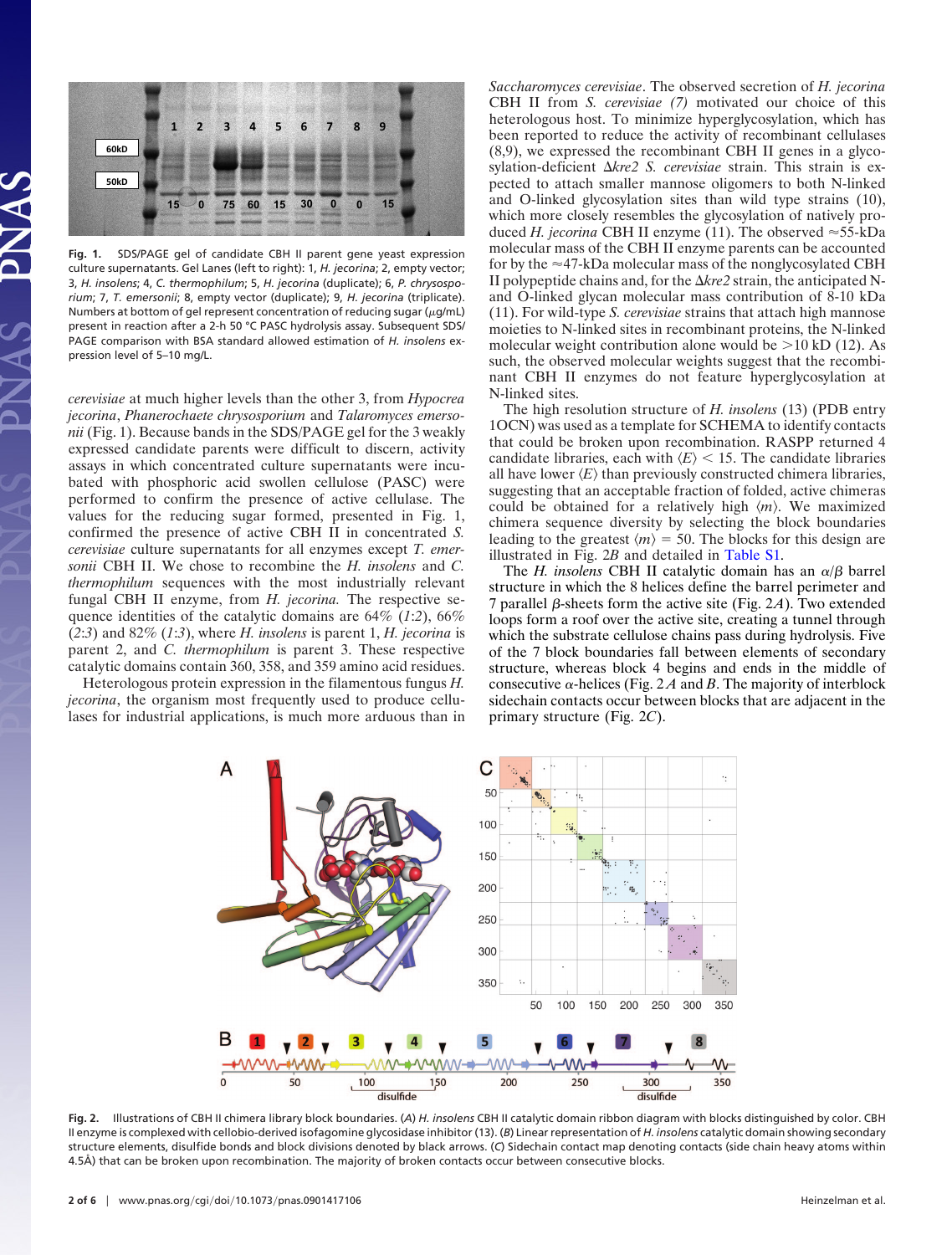Fig. 1. SDS/PAGE gel of candidate CBH II parent gene yeast expression culture supernatants. Gel Lanes (left to right): 1, *H. jecorina*; 2, empty vector; 3, *H. insolens*; 4, *C. thermophilum*; 5, *H. jecorina* (duplicate); 6, *P. chrysosporium*; 7, *T. emersonii*; 8, empty vector (duplicate); 9, *H. jecorina* (triplicate). Numbers at bottom of gel represent concentration of reducing sugar (μg/mL) present in reaction after a 2-h 50 °C PASC hydrolysis assay. Subsequent SDS/PAGE comparison with BSA standard allowed estimation of *H. insolens* expression level of 5–10 mg/L.

*cerevisiae* at much higher levels than the other 3, from *Hypocrea jecorina*, *Phanerochaete chrysosporium* and *Talaromyces emersonii* (Fig. 1). Because bands in the SDS/PAGE gel for the 3 weakly expressed candidate parents were difficult to discern, activity assays in which concentrated culture supernatants were incubated with phosphoric acid swollen cellulose (PASC) were performed to confirm the presence of active cellulase. The values for the reducing sugar formed, presented in Fig. 1, confirmed the presence of active CBH II in concentrated *S. cerevisiae* culture supernatants for all enzymes except *T. emersonii* CBH II. We chose to recombine the *H. insolens* and *C. thermophilum* sequences with the most industrially relevant fungal CBH II enzyme, from *H. jecorina.* The respective sequence identities of the catalytic domains are 64% (*1*:*2*), 66% (*2*:*3*) and 82% (*1*:*3*), where *H. insolens* is parent 1, *H. jecorina* is parent 2, and *C. thermophilum* is parent 3. These respective catalytic domains contain 360, 358, and 359 amino acid residues.

Heterologous protein expression in the filamentous fungus *H. jecorina*, the organism most frequently used to produce cellulases for industrial applications, is much more arduous than in *Saccharomyces cerevisiae*. The observed secretion of *H. jecorina* CBH II from *S. cerevisiae (7)* motivated our choice of this heterologous host. To minimize hyperglycosylation, which has been reported to reduce the activity of recombinant cellulases (8,9), we expressed the recombinant CBH II genes in a glycosylation-deficient Δ*kre2 S. cerevisiae* strain. This strain is expected to attach smaller mannose oligomers to both N-linked and O-linked glycosylation sites than wild type strains (10), which more closely resembles the glycosylation of natively produced *H. jecorina* CBH II enzyme (11). The observed ≈55-kDa molecular mass of the CBH II enzyme parents can be accounted for by the ≈47-kDa molecular mass of the nonglycosylated CBH II polypeptide chains and, for the Δ*kre2* strain, the anticipated N- and O-linked glycan molecular mass contribution of 8-10 kDa (11). For wild-type *S. cerevisiae* strains that attach high mannose moieties to N-linked sites in recombinant proteins, the N-linked molecular weight contribution alone would be >10 kD (12). As such, the observed molecular weights suggest that the recombinant CBH II enzymes do not feature hyperglycosylation at N-linked sites.

The high resolution structure of *H. insolens* (13) (PDB entry 1OCN) was used as a template for SCHEMA to identify contacts that could be broken upon recombination. RASPP returned 4 candidate libraries, each with $\langle E \rangle < 15$. The candidate libraries all have lower $\langle E \rangle$ than previously constructed chimera libraries, suggesting that an acceptable fraction of folded, active chimeras could be obtained for a relatively high $\langle m \rangle$. We maximized chimera sequence diversity by selecting the block boundaries leading to the greatest $\langle m \rangle = 50$. The blocks for this design are illustrated in Fig. 2*B* and detailed in Table S1.

The *H. insolens* CBH II catalytic domain has an α/β barrel structure in which the 8 helices define the barrel perimeter and 7 parallel β-sheets form the active site (Fig. 2*A*). Two extended loops form a roof over the active site, creating a tunnel through which the substrate cellulose chains pass during hydrolysis. Five of the 7 block boundaries fall between elements of secondary structure, whereas block 4 begins and ends in the middle of consecutive α-helices (Fig. 2 *A* and *B*. The majority of interblock sidechain contacts occur between blocks that are adjacent in the primary structure (Fig. 2*C*).

Fig. 2. Illustrations of CBH II chimera library block boundaries. (*A*) *H. insolens* CBH II catalytic domain ribbon diagram with blocks distinguished by color. CBH II enzyme is complexed with cellobio-derived isofagomine glycosidase inhibitor (13). (*B*) Linear representation of *H. insolens* catalytic domain showing secondary structure elements, disulfide bonds and block divisions denoted by black arrows. (*C*) Sidechain contact map denoting contacts (side chain heavy atoms within 4.5Å) that can be broken upon recombination. The majority of broken contacts occur between consecutive blocks.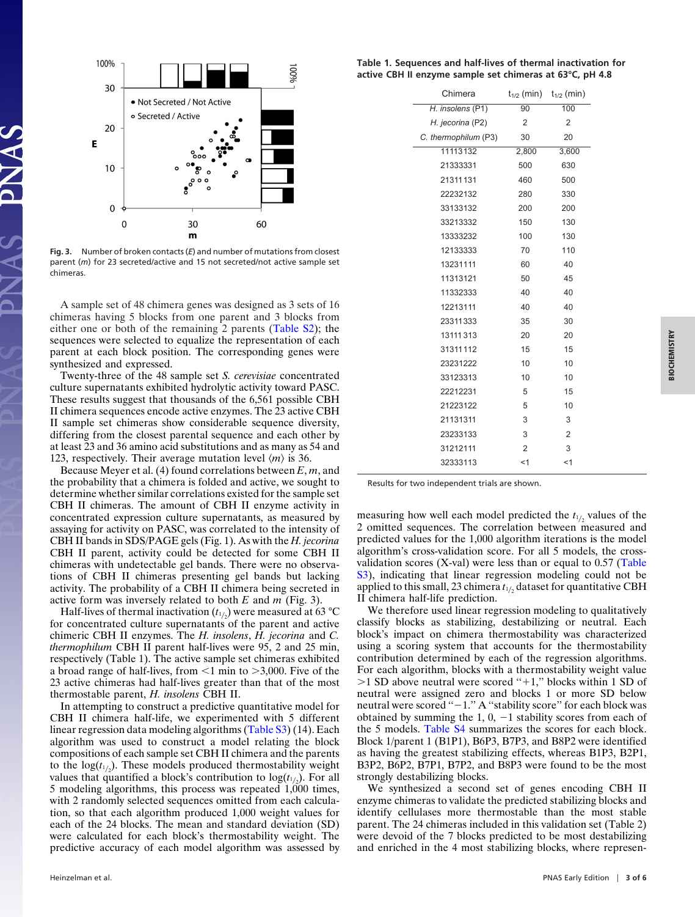Fig. 3. Number of broken contacts ($E$) and number of mutations from closest parent ($m$) for 23 secreted/active and 15 not secreted/not active sample set chimeras.

A sample set of 48 chimera genes was designed as 3 sets of 16 chimeras having 5 blocks from one parent and 3 blocks from either one or both of the remaining 2 parents (Table S2); the sequences were selected to equalize the representation of each parent at each block position. The corresponding genes were synthesized and expressed.

Twenty-three of the 48 sample set *S. cerevisiae* concentrated culture supernatants exhibited hydrolytic activity toward PASC. These results suggest that thousands of the 6,561 possible CBH II chimera sequences encode active enzymes. The 23 active CBH II sample set chimeras show considerable sequence diversity, differing from the closest parental sequence and each other by at least 23 and 36 amino acid substitutions and as many as 54 and 123, respectively. Their average mutation level $\langle m \rangle$ is 36.

Because Meyer et al. (4) found correlations between $E$, $m$, and the probability that a chimera is folded and active, we sought to determine whether similar correlations existed for the sample set CBH II chimeras. The amount of CBH II enzyme activity in concentrated expression culture supernatants, as measured by assaying for activity on PASC, was correlated to the intensity of CBH II bands in SDS/PAGE gels (Fig. 1). As with the *H. jecorina* CBH II parent, activity could be detected for some CBH II chimeras with undetectable gel bands. There were no observations of CBH II chimeras presenting gel bands but lacking activity. The probability of a CBH II chimera being secreted in active form was inversely related to both $E$ and $m$ (Fig. 3).

Half-lives of thermal inactivation ($t_{1/2}$) were measured at 63 °C for concentrated culture supernatants of the parent and active chimeric CBH II enzymes. The *H. insolens*, *H. jecorina* and *C. thermophilum* CBH II parent half-lives were 95, 2 and 25 min, respectively (Table 1). The active sample set chimeras exhibited a broad range of half-lives, from <1 min to >3,000. Five of the 23 active chimeras had half-lives greater than that of the most thermostable parent, *H. insolens* CBH II.

In attempting to construct a predictive quantitative model for CBH II chimera half-life, we experimented with 5 different linear regression data modeling algorithms (Table S3) (14). Each algorithm was used to construct a model relating the block compositions of each sample set CBH II chimera and the parents to the $\log(t_{1/2})$. These models produced thermostability weight values that quantified a block's contribution to $\log(t_{1/2})$. For all 5 modeling algorithms, this process was repeated 1,000 times, with 2 randomly selected sequences omitted from each calculation, so that each algorithm produced 1,000 weight values for each of the 24 blocks. The mean and standard deviation (SD) were calculated for each block's thermostability weight. The predictive accuracy of each model algorithm was assessed by measuring how well each model predicted the $t_{1/2}$ values of the 2 omitted sequences. The correlation between measured and predicted values for the 1,000 algorithm iterations is the model algorithm's cross-validation score. For all 5 models, the cross-validation scores (X-val) were less than or equal to 0.57 (Table S3), indicating that linear regression modeling could not be applied to this small, 23 chimera $t_{1/2}$ dataset for quantitative CBH II chimera half-life prediction.

**Table 1. Sequences and half-lives of thermal inactivation for active CBH II enzyme sample set chimeras at 63°C, pH 4.8**

| Chimera | $t_{1/2}$ (min) | $t_{1/2}$ (min) |
|---|---|---|
| *H. insolens* (P1) | 90 | 100 |
| *H. jecorina* (P2) | 2 | 2 |
| *C. thermophilum* (P3) | 30 | 20 |
| 11113132 | 2,800 | 3,600 |
| 21333331 | 500 | 630 |
| 21311131 | 460 | 500 |
| 22232132 | 280 | 330 |
| 33133132 | 200 | 200 |
| 33213332 | 150 | 130 |
| 13333232 | 100 | 130 |
| 12133333 | 70 | 110 |
| 13231111 | 60 | 40 |
| 11313121 | 50 | 45 |
| 11332333 | 40 | 40 |
| 12213111 | 40 | 40 |
| 23311333 | 35 | 30 |
| 13111313 | 20 | 20 |
| 31311112 | 15 | 15 |
| 23231222 | 10 | 10 |
| 33123313 | 10 | 10 |
| 22212231 | 5 | 15 |
| 21223122 | 5 | 10 |
| 21131311 | 3 | 3 |
| 23233133 | 3 | 2 |
| 31212111 | 2 | 3 |
| 32333113 | <1 | <1 |

Results for two independent trials are shown.

We therefore used linear regression modeling to qualitatively classify blocks as stabilizing, destabilizing or neutral. Each block's impact on chimera thermostability was characterized using a scoring system that accounts for the thermostability contribution determined by each of the regression algorithms. For each algorithm, blocks with a thermostability weight value >1 SD above neutral were scored "+1," blocks within 1 SD of neutral were assigned zero and blocks 1 or more SD below neutral were scored "−1." A "stability score" for each block was obtained by summing the 1, 0, −1 stability scores from each of the 5 models. Table S4 summarizes the scores for each block. Block 1/parent 1 (B1P1), B6P3, B7P3, and B8P2 were identified as having the greatest stabilizing effects, whereas B1P3, B2P1, B3P2, B6P2, B7P1, B7P2, and B8P3 were found to be the most strongly destabilizing blocks.

We synthesized a second set of genes encoding CBH II enzyme chimeras to validate the predicted stabilizing blocks and identify cellulases more thermostable than the most stable parent. The 24 chimeras included in this validation set (Table 2) were devoid of the 7 blocks predicted to be most destabilizing and enriched in the 4 most stabilizing blocks, where represen-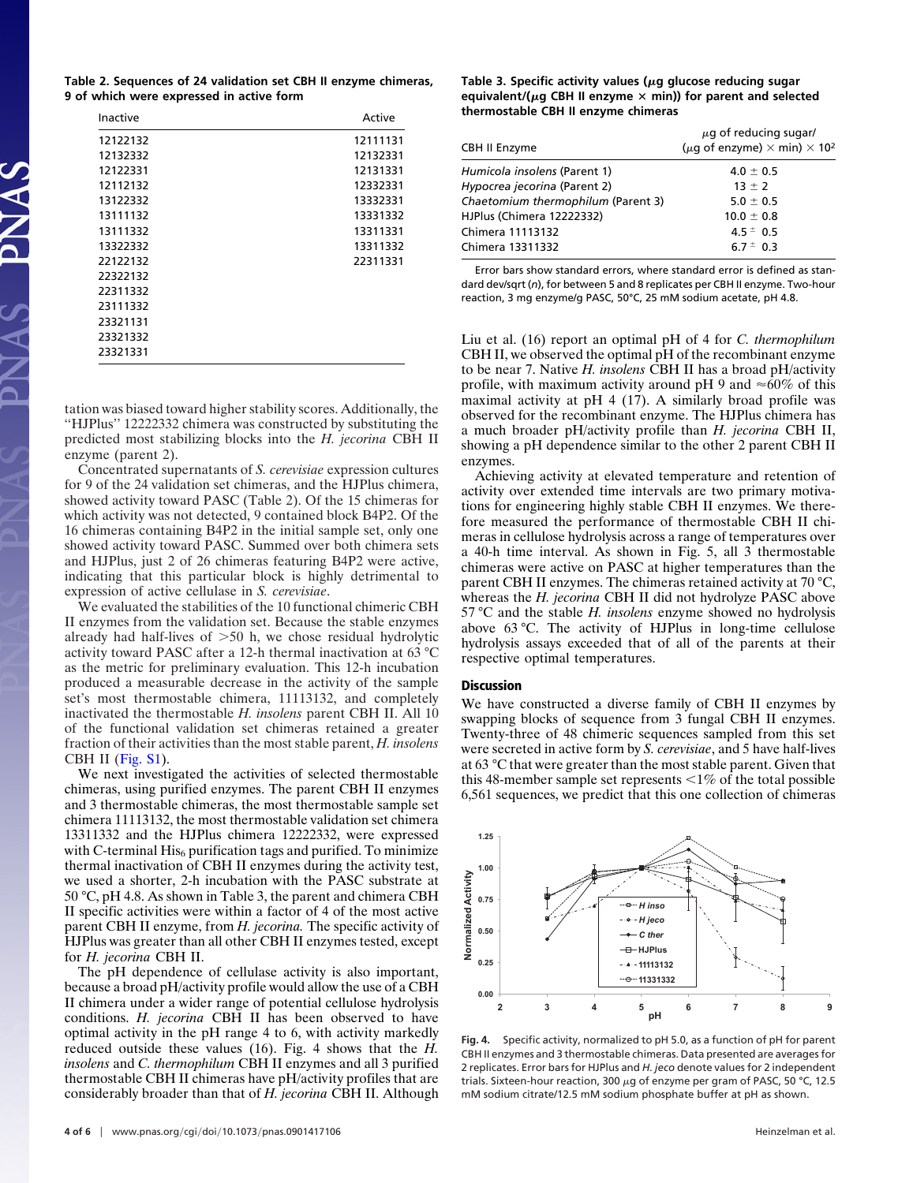**Table 2. Sequences of 24 validation set CBH II enzyme chimeras, 9 of which were expressed in active form**

| Inactive | Active |
|---|---|
| 12122132 | 12111131 |
| 12132332 | 12132331 |
| 12122331 | 12131331 |
| 12112132 | 12332331 |
| 13122332 | 13332331 |
| 13111132 | 13331332 |
| 13111332 | 13311331 |
| 13322332 | 13311332 |
| 22122132 | 22311331 |
| 22322132 | |
| 22311332 | |
| 23111332 | |
| 23321131 | |
| 23321332 | |
| 23321331 | |

tation was biased toward higher stability scores. Additionally, the "HJPlus" 12222332 chimera was constructed by substituting the predicted most stabilizing blocks into the *H. jecorina* CBH II enzyme (parent 2).

Concentrated supernatants of *S. cerevisiae* expression cultures for 9 of the 24 validation set chimeras, and the HJPlus chimera, showed activity toward PASC (Table 2). Of the 15 chimeras for which activity was not detected, 9 contained block B4P2. Of the 16 chimeras containing B4P2 in the initial sample set, only one showed activity toward PASC. Summed over both chimera sets and HJPlus, just 2 of 26 chimeras featuring B4P2 were active, indicating that this particular block is highly detrimental to expression of active cellulase in *S. cerevisiae*.

We evaluated the stabilities of the 10 functional chimeric CBH II enzymes from the validation set. Because the stable enzymes already had half-lives of >50 h, we chose residual hydrolytic activity toward PASC after a 12-h thermal inactivation at 63 °C as the metric for preliminary evaluation. This 12-h incubation produced a measurable decrease in the activity of the sample set's most thermostable chimera, 11113132, and completely inactivated the thermostable *H. insolens* parent CBH II. All 10 of the functional validation set chimeras retained a greater fraction of their activities than the most stable parent, *H. insolens* CBH II (Fig. S1).

We next investigated the activities of selected thermostable chimeras, using purified enzymes. The parent CBH II enzymes and 3 thermostable chimeras, the most thermostable sample set chimera 11113132, the most thermostable validation set chimera 13311332 and the HJPlus chimera 12222332, were expressed with C-terminal $His_6$ purification tags and purified. To minimize thermal inactivation of CBH II enzymes during the activity test, we used a shorter, 2-h incubation with the PASC substrate at 50 °C, pH 4.8. As shown in Table 3, the parent and chimera CBH II specific activities were within a factor of 4 of the most active parent CBH II enzyme, from *H. jecorina.* The specific activity of HJPlus was greater than all other CBH II enzymes tested, except for *H. jecorina* CBH II.

The pH dependence of cellulase activity is also important, because a broad pH/activity profile would allow the use of a CBH II chimera under a wider range of potential cellulose hydrolysis conditions. *H. jecorina* CBH II has been observed to have optimal activity in the pH range 4 to 6, with activity markedly reduced outside these values (16). Fig. 4 shows that the *H. insolens* and *C. thermophilum* CBH II enzymes and all 3 purified thermostable CBH II chimeras have pH/activity profiles that are considerably broader than that of *H. jecorina* CBH II. Although Liu et al. (16) report an optimal pH of 4 for *C. thermophilum* CBH II, we observed the optimal pH of the recombinant enzyme to be near 7. Native *H. insolens* CBH II has a broad pH/activity profile, with maximum activity around pH 9 and ≈60% of this maximal activity at pH 4 (17). A similarly broad profile was observed for the recombinant enzyme. The HJPlus chimera has a much broader pH/activity profile than *H. jecorina* CBH II, showing a pH dependence similar to the other 2 parent CBH II enzymes.

**Table 3. Specific activity values (μg glucose reducing sugar equivalent/(μg CBH II enzyme × min)) for parent and selected thermostable CBH II enzyme chimeras**

| CBH II Enzyme | μg of reducing sugar/ (μg of enzyme) × min) × $10^2$ |
|---|---|
| *Humicola insolens* (Parent 1) | 4.0 ± 0.5 |
| *Hypocrea jecorina* (Parent 2) | 13 ± 2 |
| *Chaetomium thermophilum* (Parent 3) | 5.0 ± 0.5 |
| HJPlus (Chimera 12222332) | 10.0 ± 0.8 |
| Chimera 11113132 | 4.5 ± 0.5 |
| Chimera 13311332 | 6.7 ± 0.3 |

Error bars show standard errors, where standard error is defined as standard dev/sqrt (*n*), for between 5 and 8 replicates per CBH II enzyme. Two-hour reaction, 3 mg enzyme/g PASC, 50°C, 25 mM sodium acetate, pH 4.8.

Achieving activity at elevated temperature and retention of activity over extended time intervals are two primary motivations for engineering highly stable CBH II enzymes. We therefore measured the performance of thermostable CBH II chimeras in cellulose hydrolysis across a range of temperatures over a 40-h time interval. As shown in Fig. 5, all 3 thermostable chimeras were active on PASC at higher temperatures than the parent CBH II enzymes. The chimeras retained activity at 70 °C, whereas the *H. jecorina* CBH II did not hydrolyze PASC above 57 °C and the stable *H. insolens* enzyme showed no hydrolysis above 63 °C. The activity of HJPlus in long-time cellulose hydrolysis assays exceeded that of all of the parents at their respective optimal temperatures.

## Discussion

We have constructed a diverse family of CBH II enzymes by swapping blocks of sequence from 3 fungal CBH II enzymes. Twenty-three of 48 chimeric sequences sampled from this set were secreted in active form by *S. cerevisiae*, and 5 have half-lives at 63 °C that were greater than the most stable parent. Given that this 48-member sample set represents <1% of the total possible 6,561 sequences, we predict that this one collection of chimeras

**Fig. 4.** Specific activity, normalized to pH 5.0, as a function of pH for parent CBH II enzymes and 3 thermostable chimeras. Data presented are averages for 2 replicates. Error bars for HJPlus and *H. jeco* denote values for 2 independent trials. Sixteen-hour reaction, 300 μg of enzyme per gram of PASC, 50 °C, 12.5 mM sodium citrate/12.5 mM sodium phosphate buffer at pH as shown.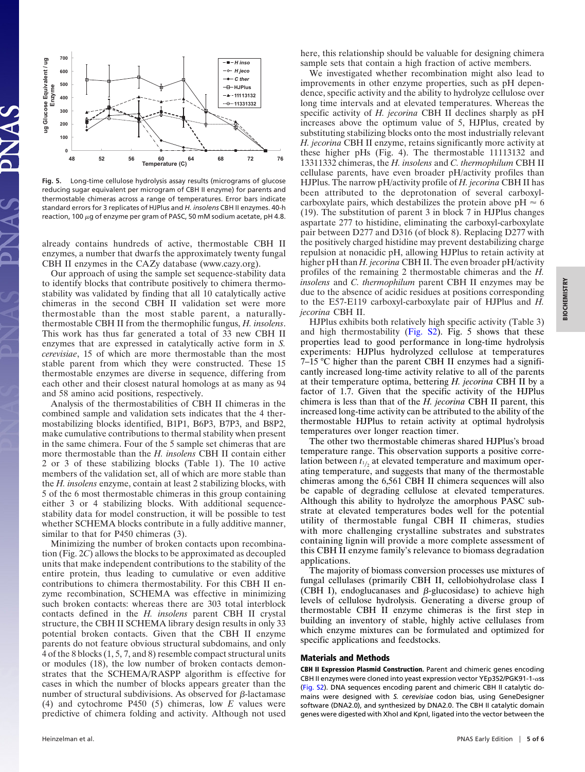Fig. 5. Long-time cellulose hydrolysis assay results (micrograms of glucose reducing sugar equivalent per microgram of CBH II enzyme) for parents and thermostable chimeras across a range of temperatures. Error bars indicate standard errors for 3 replicates of HJPlus and *H. insolens* CBH II enzymes. 40-h reaction, 100 $\mu$g of enzyme per gram of PASC, 50 mM sodium acetate, pH 4.8.

already contains hundreds of active, thermostable CBH II enzymes, a number that dwarfs the approximately twenty fungal CBH II enzymes in the CAZy database (www.cazy.org).

Our approach of using the sample set sequence-stability data to identify blocks that contribute positively to chimera thermostability was validated by finding that all 10 catalytically active chimeras in the second CBH II validation set were more thermostable than the most stable parent, a naturally-thermostable CBH II from the thermophilic fungus, *H. insolens*. This work has thus far generated a total of 33 new CBH II enzymes that are expressed in catalytically active form in *S. cerevisiae*, 15 of which are more thermostable than the most stable parent from which they were constructed. These 15 thermostable enzymes are diverse in sequence, differing from each other and their closest natural homologs at as many as 94 and 58 amino acid positions, respectively.

Analysis of the thermostabilities of CBH II chimeras in the combined sample and validation sets indicates that the 4 thermostabilizing blocks identified, B1P1, B6P3, B7P3, and B8P2, make cumulative contributions to thermal stability when present in the same chimera. Four of the 5 sample set chimeras that are more thermostable than the *H. insolens* CBH II contain either 2 or 3 of these stabilizing blocks (Table 1). The 10 active members of the validation set, all of which are more stable than the *H. insolens* enzyme, contain at least 2 stabilizing blocks, with 5 of the 6 most thermostable chimeras in this group containing either 3 or 4 stabilizing blocks. With additional sequence-stability data for model construction, it will be possible to test whether SCHEMA blocks contribute in a fully additive manner, similar to that for P450 chimeras (3).

Minimizing the number of broken contacts upon recombination (Fig. 2*C*) allows the blocks to be approximated as decoupled units that make independent contributions to the stability of the entire protein, thus leading to cumulative or even additive contributions to chimera thermostability. For this CBH II enzyme recombination, SCHEMA was effective in minimizing such broken contacts: whereas there are 303 total interblock contacts defined in the *H. insolens* parent CBH II crystal structure, the CBH II SCHEMA library design results in only 33 potential broken contacts. Given that the CBH II enzyme parents do not feature obvious structural subdomains, and only 4 of the 8 blocks (1, 5, 7, and 8) resemble compact structural units or modules (18), the low number of broken contacts demonstrates that the SCHEMA/RASPP algorithm is effective for cases in which the number of blocks appears greater than the number of structural subdivisions. As observed for $\beta$-lactamase (4) and cytochrome P450 (5) chimeras, low $E$ values were predictive of chimera folding and activity. Although not used here, this relationship should be valuable for designing chimera sample sets that contain a high fraction of active members.

We investigated whether recombination might also lead to improvements in other enzyme properties, such as pH dependence, specific activity and the ability to hydrolyze cellulose over long time intervals and at elevated temperatures. Whereas the specific activity of *H. jecorina* CBH II declines sharply as pH increases above the optimum value of 5, HJPlus, created by substituting stabilizing blocks onto the most industrially relevant *H. jecorina* CBH II enzyme, retains significantly more activity at these higher pHs (Fig. 4). The thermostable 11113132 and 13311332 chimeras, the *H. insolens* and *C. thermophilum* CBH II cellulase parents, have even broader pH/activity profiles than HJPlus. The narrow pH/activity profile of *H. jecorina* CBH II has been attributed to the deprotonation of several carboxyl-carboxylate pairs, which destabilizes the protein above pH $\approx$ 6 (19). The substitution of parent 3 in block 7 in HJPlus changes aspartate 277 to histidine, eliminating the carboxyl-carboxylate pair between D277 and D316 (of block 8). Replacing D277 with the positively charged histidine may prevent destabilizing charge repulsion at nonacidic pH, allowing HJPlus to retain activity at higher pH than *H. jecorina* CBH II. The even broader pH/activity profiles of the remaining 2 thermostable chimeras and the *H. insolens* and *C. thermophilum* parent CBH II enzymes may be due to the absence of acidic residues at positions corresponding to the E57-E119 carboxyl-carboxylate pair of HJPlus and *H. jecorina* CBH II.

HJPlus exhibits both relatively high specific activity (Table 3) and high thermostability (Fig. S2). Fig. 5 shows that these properties lead to good performance in long-time hydrolysis experiments: HJPlus hydrolyzed cellulose at temperatures 7–15 °C higher than the parent CBH II enzymes had a significantly increased long-time activity relative to all of the parents at their temperature optima, bettering *H. jecorina* CBH II by a factor of 1.7. Given that the specific activity of the HJPlus chimera is less than that of the *H. jecorina* CBH II parent, this increased long-time activity can be attributed to the ability of the thermostable HJPlus to retain activity at optimal hydrolysis temperatures over longer reaction timer.

The other two thermostable chimeras shared HJPlus's broad temperature range. This observation supports a positive correlation between $t_{1/2}$ at elevated temperature and maximum operating temperature, and suggests that many of the thermostable chimeras among the 6,561 CBH II chimera sequences will also be capable of degrading cellulose at elevated temperatures. Although this ability to hydrolyze the amorphous PASC substrate at elevated temperatures bodes well for the potential utility of thermostable fungal CBH II chimeras, studies with more challenging crystalline substrates and substrates containing lignin will provide a more complete assessment of this CBH II enzyme family's relevance to biomass degradation applications.

The majority of biomass conversion processes use mixtures of fungal cellulases (primarily CBH II, cellobiohydrolase class I (CBH I), endoglucanases and $\beta$-glucosidase) to achieve high levels of cellulose hydrolysis. Generating a diverse group of thermostable CBH II enzyme chimeras is the first step in building an inventory of stable, highly active cellulases from which enzyme mixtures can be formulated and optimized for specific applications and feedstocks.

## Materials and Methods

**CBH II Expression Plasmid Construction.** Parent and chimeric genes encoding CBH II enzymes were cloned into yeast expression vector YEp352/PGK91-1-$\alpha$ss (Fig. S2). DNA sequences encoding parent and chimeric CBH II catalytic domains were designed with *S. cerevisiae* codon bias, using GeneDesigner software (DNA2.0), and synthesized by DNA2.0. The CBH II catalytic domain genes were digested with XhoI and KpnI, ligated into the vector between the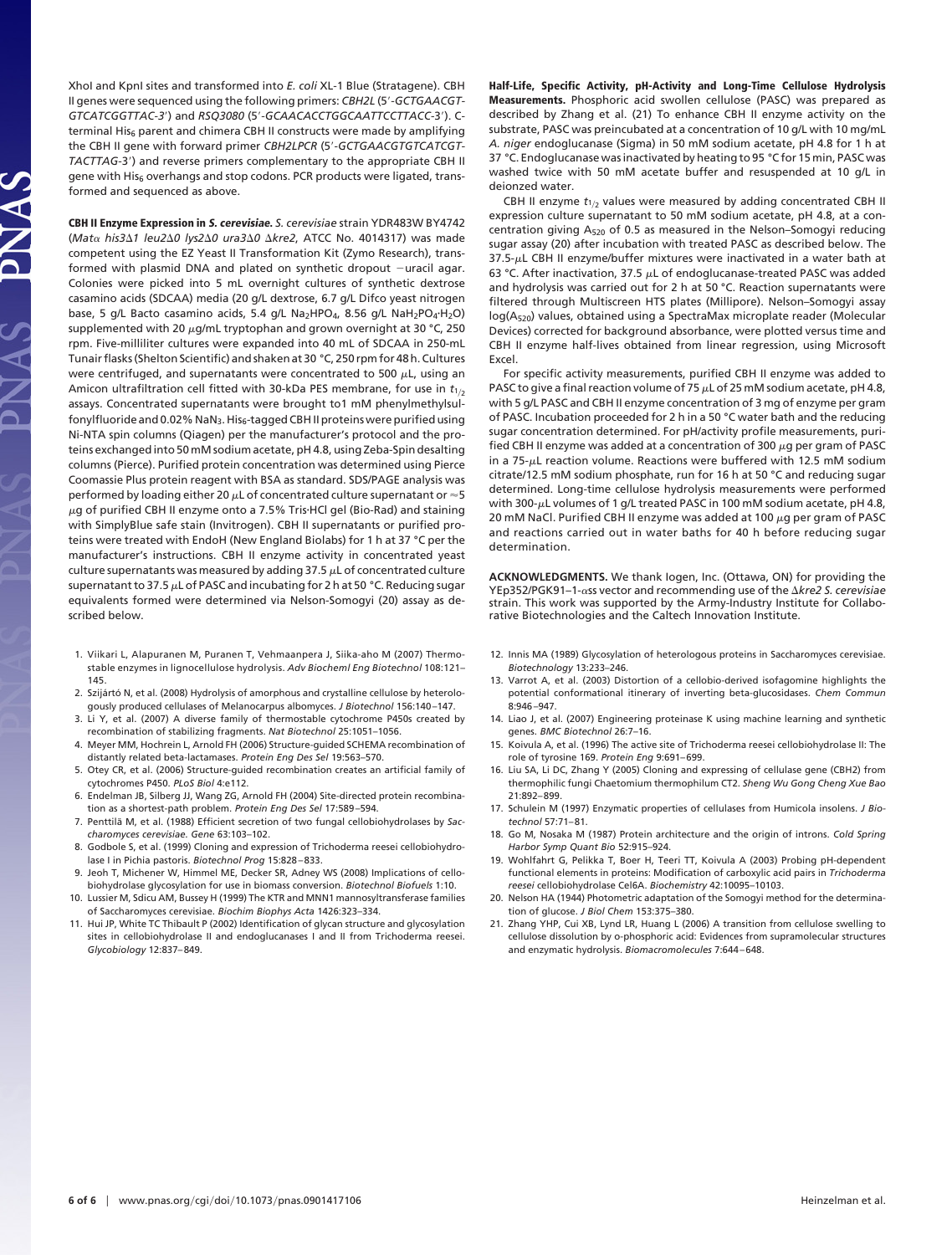XhoI and KpnI sites and transformed into *E. coli* XL-1 Blue (Stratagene). CBH II genes were sequenced using the following primers: *CBH2L* (5′-*GCTGAACGTGTCATCGGTTAC*-3′) and *RSQ3080* (5′-*GCAACACCTGGCAATTCCTTACC*-3′). C-terminal $His_6$ parent and chimera CBH II constructs were made by amplifying the CBH II gene with forward primer *CBH2LPCR* (5′-*GCTGAACGTGTCATCGTTACTTAG*-3′) and reverse primers complementary to the appropriate CBH II gene with $His_6$ overhangs and stop codons. PCR products were ligated, transformed and sequenced as above.

**CBH II Enzyme Expression in *S. cerevisiae*.** *S. cerevisiae* strain YDR483W BY4742 (*Mat*α *his3*Δ*1 leu2*Δ*0 lys2*Δ*0 ura3*Δ*0* Δ*kre2*, ATCC No. 4014317) was made competent using the EZ Yeast II Transformation Kit (Zymo Research), transformed with plasmid DNA and plated on synthetic dropout −uracil agar. Colonies were picked into 5 mL overnight cultures of synthetic dextrose casamino acids (SDCAA) media (20 g/L dextrose, 6.7 g/L Difco yeast nitrogen base, 5 g/L Bacto casamino acids, 5.4 g/L $Na_2HPO_4$, 8.56 g/L $NaH_2PO_4{\cdot}H_2O$) supplemented with 20 μg/mL tryptophan and grown overnight at 30 °C, 250 rpm. Five-milliliter cultures were expanded into 40 mL of SDCAA in 250-mL Tunair flasks (Shelton Scientific) and shaken at 30 °C, 250 rpm for 48 h. Cultures were centrifuged, and supernatants were concentrated to 500 μL, using an Amicon ultrafiltration cell fitted with 30-kDa PES membrane, for use in $t_{1/2}$ assays. Concentrated supernatants were brought to1 mM phenylmethylsulfonylfluoride and 0.02% $NaN_3$. $His_6$-tagged CBH II proteins were purified using Ni-NTA spin columns (Qiagen) per the manufacturer's protocol and the proteins exchanged into 50 mM sodium acetate, pH 4.8, using Zeba-Spin desalting columns (Pierce). Purified protein concentration was determined using Pierce Coomassie Plus protein reagent with BSA as standard. SDS/PAGE analysis was performed by loading either 20 μL of concentrated culture supernatant or ≈5 μg of purified CBH II enzyme onto a 7.5% Tris·HCl gel (Bio-Rad) and staining with SimplyBlue safe stain (Invitrogen). CBH II supernatants or purified proteins were treated with EndoH (New England Biolabs) for 1 h at 37 °C per the manufacturer's instructions. CBH II enzyme activity in concentrated yeast culture supernatants was measured by adding 37.5 μL of concentrated culture supernatant to 37.5 μL of PASC and incubating for 2 h at 50 °C. Reducing sugar equivalents formed were determined via Nelson-Somogyi (20) assay as described below.

**Half-Life, Specific Activity, pH-Activity and Long-Time Cellulose Hydrolysis Measurements.** Phosphoric acid swollen cellulose (PASC) was prepared as described by Zhang et al. (21) To enhance CBH II enzyme activity on the substrate, PASC was preincubated at a concentration of 10 g/L with 10 mg/mL *A. niger* endoglucanase (Sigma) in 50 mM sodium acetate, pH 4.8 for 1 h at 37 °C. Endoglucanase was inactivated by heating to 95 °C for 15 min, PASC was washed twice with 50 mM acetate buffer and resuspended at 10 g/L in deionzed water.

CBH II enzyme $t_{1/2}$ values were measured by adding concentrated CBH II expression culture supernatant to 50 mM sodium acetate, pH 4.8, at a concentration giving $A_{520}$ of 0.5 as measured in the Nelson–Somogyi reducing sugar assay (20) after incubation with treated PASC as described below. The 37.5-μL CBH II enzyme/buffer mixtures were inactivated in a water bath at 63 °C. After inactivation, 37.5 μL of endoglucanase-treated PASC was added and hydrolysis was carried out for 2 h at 50 °C. Reaction supernatants were filtered through Multiscreen HTS plates (Millipore). Nelson–Somogyi assay $\log(A_{520})$ values, obtained using a SpectraMax microplate reader (Molecular Devices) corrected for background absorbance, were plotted versus time and CBH II enzyme half-lives obtained from linear regression, using Microsoft Excel.

For specific activity measurements, purified CBH II enzyme was added to PASC to give a final reaction volume of 75 μL of 25 mM sodium acetate, pH 4.8, with 5 g/L PASC and CBH II enzyme concentration of 3 mg of enzyme per gram of PASC. Incubation proceeded for 2 h in a 50 °C water bath and the reducing sugar concentration determined. For pH/activity profile measurements, purified CBH II enzyme was added at a concentration of 300 μg per gram of PASC in a 75-μL reaction volume. Reactions were buffered with 12.5 mM sodium citrate/12.5 mM sodium phosphate, run for 16 h at 50 °C and reducing sugar determined. Long-time cellulose hydrolysis measurements were performed with 300-μL volumes of 1 g/L treated PASC in 100 mM sodium acetate, pH 4.8, 20 mM NaCl. Purified CBH II enzyme was added at 100 μg per gram of PASC and reactions carried out in water baths for 40 h before reducing sugar determination.

**ACKNOWLEDGMENTS.** We thank Iogen, Inc. (Ottawa, ON) for providing the YEp352/PGK91–1-αss vector and recommending use of the Δ*kre2 S. cerevisiae* strain. This work was supported by the Army-Industry Institute for Collaborative Biotechnologies and the Caltech Innovation Institute.

1. Viikari L, Alapuranen M, Puranen T, Vehmaanpera J, Siika-aho M (2007) Thermostable enzymes in lignocellulose hydrolysis. *Adv Biocheml Eng Biotechnol* 108:121–145.
2. Szijártó N, et al. (2008) Hydrolysis of amorphous and crystalline cellulose by heterologously produced cellulases of Melanocarpus albomyces. *J Biotechnol* 156:140–147.
3. Li Y, et al. (2007) A diverse family of thermostable cytochrome P450s created by recombination of stabilizing fragments. *Nat Biotechnol* 25:1051–1056.
4. Meyer MM, Hochrein L, Arnold FH (2006) Structure-guided SCHEMA recombination of distantly related beta-lactamases. *Protein Eng Des Sel* 19:563–570.
5. Otey CR, et al. (2006) Structure-guided recombination creates an artificial family of cytochromes P450. *PLoS Biol* 4:e112.
6. Endelman JB, Silberg JJ, Wang ZG, Arnold FH (2004) Site-directed protein recombination as a shortest-path problem. *Protein Eng Des Sel* 17:589–594.
7. Penttilä M, et al. (1988) Efficient secretion of two fungal cellobiohydrolases by *Saccharomyces cerevisiae*. *Gene* 63:103–102.
8. Godbole S, et al. (1999) Cloning and expression of Trichoderma reesei cellobiohydrolase I in Pichia pastoris. *Biotechnol Prog* 15:828–833.
9. Jeoh T, Michener W, Himmel ME, Decker SR, Adney WS (2008) Implications of cellobiohydrolase glycosylation for use in biomass conversion. *Biotechnol Biofuels* 1:10.
10. Lussier M, Sdicu AM, Bussey H (1999) The KTR and MNN1 mannosyltransferase families of Saccharomyces cerevisiae. *Biochim Biophys Acta* 1426:323–334.
11. Hui JP, White TC Thibault P (2002) Identification of glycan structure and glycosylation sites in cellobiohydrolase II and endoglucanases I and II from Trichoderma reesei. *Glycobiology* 12:837–849.
12. Innis MA (1989) Glycosylation of heterologous proteins in Saccharomyces cerevisiae. *Biotechnology* 13:233–246.
13. Varrot A, et al. (2003) Distortion of a cellobio-derived isofagomine highlights the potential conformational itinerary of inverting beta-glucosidases. *Chem Commun* 8:946–947.
14. Liao J, et al. (2007) Engineering proteinase K using machine learning and synthetic genes. *BMC Biotechnol* 26:7–16.
15. Koivula A, et al. (1996) The active site of Trichoderma reesei cellobiohydrolase II: The role of tyrosine 169. *Protein Eng* 9:691–699.
16. Liu SA, Li DC, Zhang Y (2005) Cloning and expressing of cellulase gene (CBH2) from thermophilic fungi Chaetomium thermophilum CT2. *Sheng Wu Gong Cheng Xue Bao* 21:892–899.
17. Schulein M (1997) Enzymatic properties of cellulases from Humicola insolens. *J Biotechnol* 57:71–81.
18. Go M, Nosaka M (1987) Protein architecture and the origin of introns. *Cold Spring Harbor Symp Quant Bio* 52:915–924.
19. Wohlfahrt G, Pelikka T, Boer H, Teeri TT, Koivula A (2003) Probing pH-dependent functional elements in proteins: Modification of carboxylic acid pairs in *Trichoderma reesei* cellobiohydrolase Cel6A. *Biochemistry* 42:10095–10103.
20. Nelson HA (1944) Photometric adaptation of the Somogyi method for the determination of glucose. *J Biol Chem* 153:375–380.
21. Zhang YHP, Cui XB, Lynd LR, Huang L (2006) A transition from cellulose swelling to cellulose dissolution by o-phosphoric acid: Evidences from supramolecular structures and enzymatic hydrolysis. *Biomacromolecules* 7:644–648.